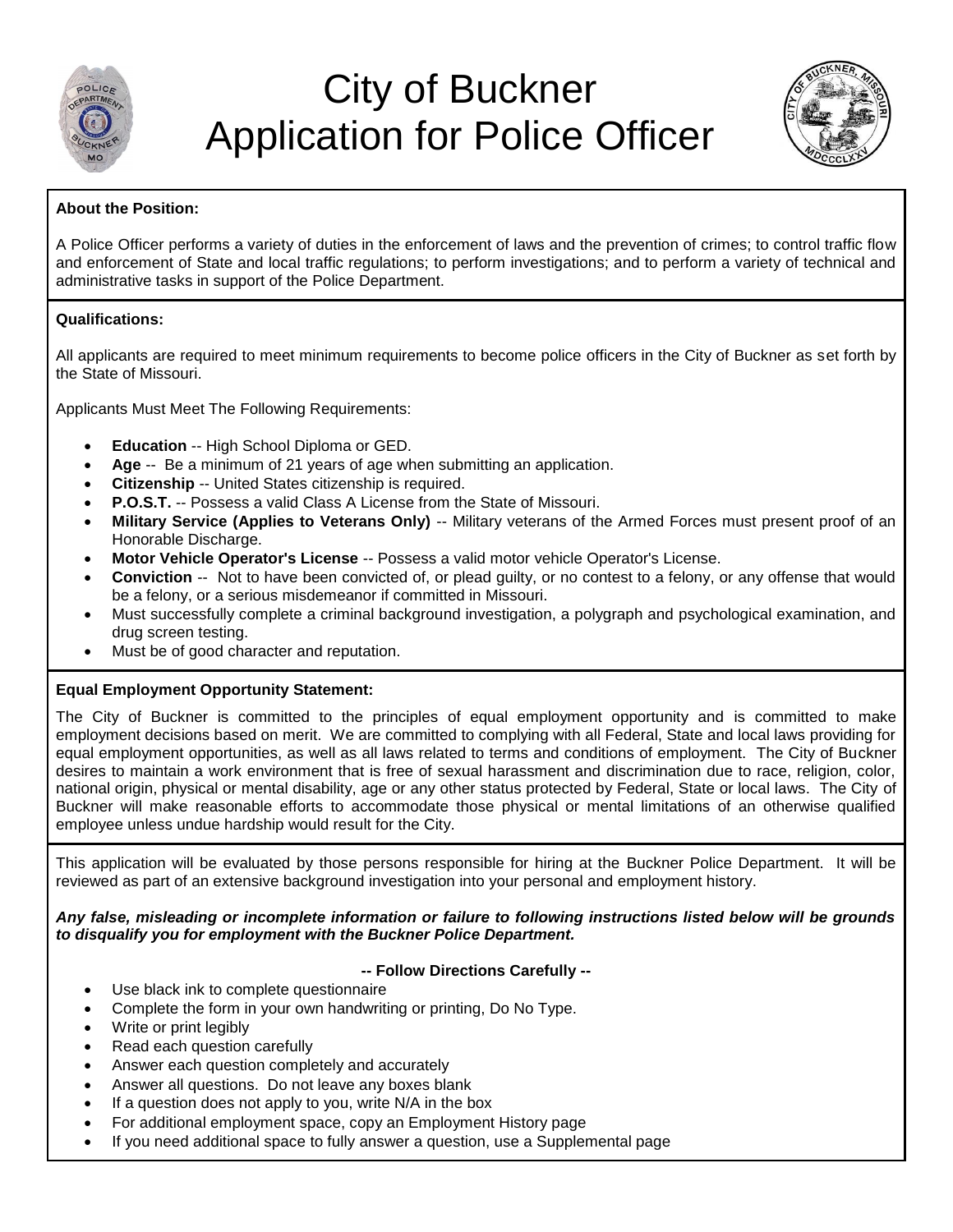# City of Buckner Application for Police Officer

**About the Position:**

A Police Officer performs a variety of duties in the enforcement of laws and the prevention of crimes; to control traffic flow and enforcement of State and local traffic regulations; to perform investigations; and to perform a variety of technical and administrative tasks in support of the Police Department.

**Qualifications:**

All applicants are required to meet minimum requirements to become police officers in the City of Buckner as set forth by the State of Missouri.

Applicants Must Meet The Following Requirements:

- **Education** -- High School Diploma or GED.
- **Age** -- Be a minimum of 21 years of age when submitting an application.
- **Citizenship** -- United States citizenship is required.
- **P.O.S.T.** -- Possess a valid Class A License from the State of Missouri.
- **Military Service (Applies to Veterans Only)** -- Military veterans of the Armed Forces must present proof of an Honorable Discharge.
- **Motor Vehicle Operator's License** -- Possess a valid motor vehicle Operator's License.
- **Conviction** -- Not to have been convicted of, or plead guilty, or no contest to a felony, or any offense that would be a felony, or a serious misdemeanor if committed in Missouri.
- Must successfully complete a criminal background investigation, a polygraph and psychological examination, and drug screen testing.
- Must be of good character and reputation.

**Equal Employment Opportunity Statement:**

The City of Buckner is committed to the principles of equal employment opportunity and is committed to make employment decisions based on merit. We are committed to complying with all Federal, State and local laws providing for equal employment opportunities, as well as all laws related to terms and conditions of employment. The City of Buckner desires to maintain a work environment that is free of sexual harassment and discrimination due to race, religion, color, national origin, physical or mental disability, age or any other status protected by Federal, State or local laws. The City of Buckner will make reasonable efforts to accommodate those physical or mental limitations of an otherwise qualified employee unless undue hardship would result for the City.

This application will be evaluated by those persons responsible for hiring at the Buckner Police Department. It will be reviewed as part of an extensive background investigation into your personal and employment history.

***Any false, misleading or incomplete information or failure to following instructions listed below will be grounds to disqualify you for employment with the Buckner Police Department.***

**-- Follow Directions Carefully --**

- Use black ink to complete questionnaire
- Complete the form in your own handwriting or printing, Do No Type.
- Write or print legibly
- Read each question carefully
- Answer each question completely and accurately
- Answer all questions. Do not leave any boxes blank
- If a question does not apply to you, write N/A in the box
- For additional employment space, copy an Employment History page
- If you need additional space to fully answer a question, use a Supplemental page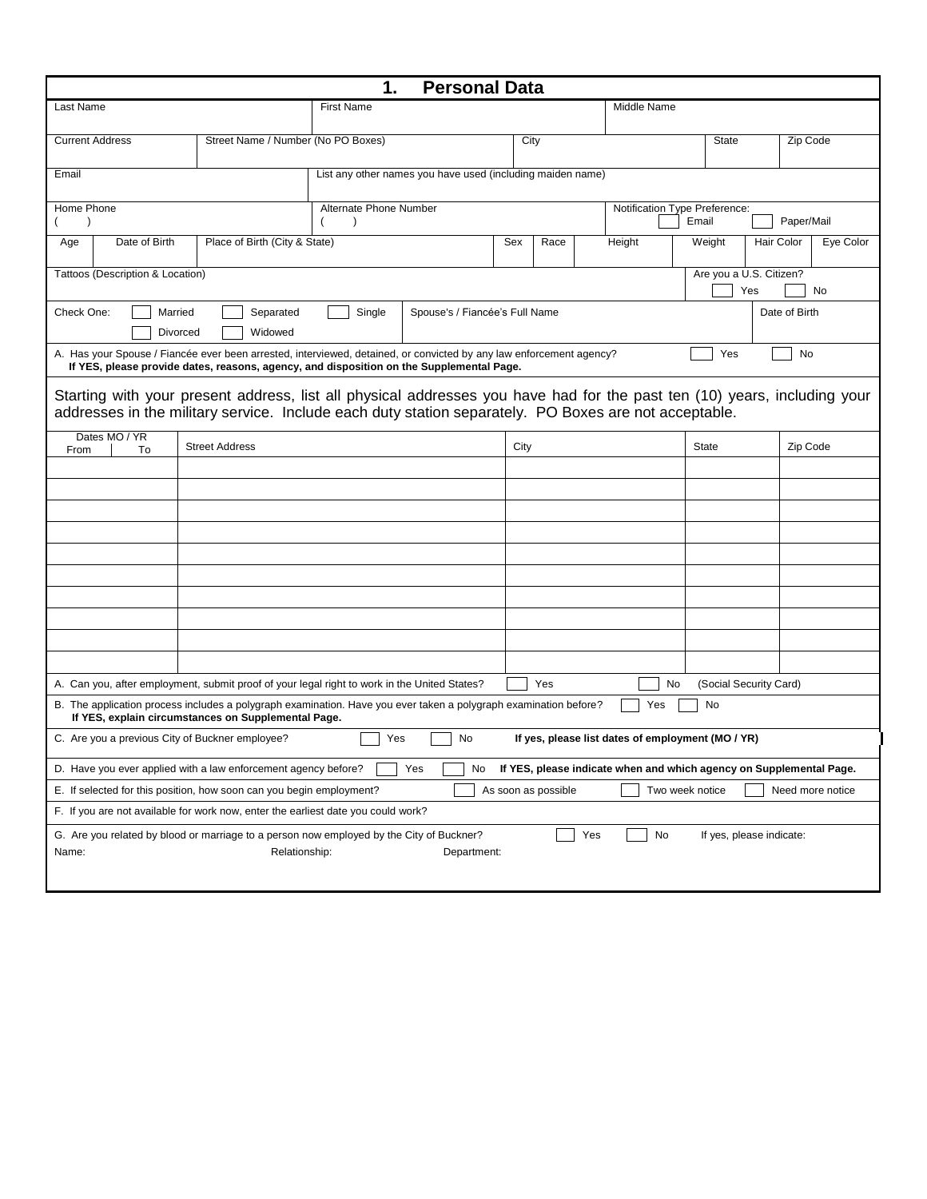# 1. Personal Data

| Last Name | First Name | Middle Name |
|---|---|---|
| | | |

| Current Address | Street Name / Number (No PO Boxes) | City | State | Zip Code |
|---|---|---|---|---|
| | | | | |

| Email | List any other names you have used (including maiden name) |
|---|---|
| | |

| Home Phone | Alternate Phone Number | Notification Type Preference: |
|---|---|---|
| ( ) | ( ) | ☐ Email ☐ Paper/Mail |

| Age | Date of Birth | Place of Birth (City & State) | Sex | Race | Height | Weight | Hair Color | Eye Color |
|---|---|---|---|---|---|---|---|---|
| | | | | | | | | |

| Tattoos (Description & Location) | Are you a U.S. Citizen? |
|---|---|
| | ☐ Yes ☐ No |

| Check One: | Spouse's / Fiancée's Full Name | Date of Birth |
|---|---|---|
| ☐ Married ☐ Separated ☐ Single ☐ Divorced ☐ Widowed | | |

A. Has your Spouse / Fiancée ever been arrested, interviewed, detained, or convicted by any law enforcement agency? ☐ Yes ☐ No
**If YES, please provide dates, reasons, agency, and disposition on the Supplemental Page.**

Starting with your present address, list all physical addresses you have had for the past ten (10) years, including your addresses in the military service. Include each duty station separately. PO Boxes are not acceptable.

| Dates MO / YR From | To | Street Address | City | State | Zip Code |
|---|---|---|---|---|---|
| | | | | | |
| | | | | | |
| | | | | | |
| | | | | | |
| | | | | | |
| | | | | | |
| | | | | | |
| | | | | | |
| | | | | | |
| | | | | | |

A. Can you, after employment, submit proof of your legal right to work in the United States? ☐ Yes ☐ No (Social Security Card)

B. The application process includes a polygraph examination. Have you ever taken a polygraph examination before? ☐ Yes ☐ No
**If YES, explain circumstances on Supplemental Page.**

C. Are you a previous City of Buckner employee? ☐ Yes ☐ No **If yes, please list dates of employment (MO / YR)**

D. Have you ever applied with a law enforcement agency before? ☐ Yes ☐ No **If YES, please indicate when and which agency on Supplemental Page.**

E. If selected for this position, how soon can you begin employment? ☐ As soon as possible ☐ Two week notice ☐ Need more notice

F. If you are not available for work now, enter the earliest date you could work?

G. Are you related by blood or marriage to a person now employed by the City of Buckner? ☐ Yes ☐ No If yes, please indicate:
Name: Relationship: Department: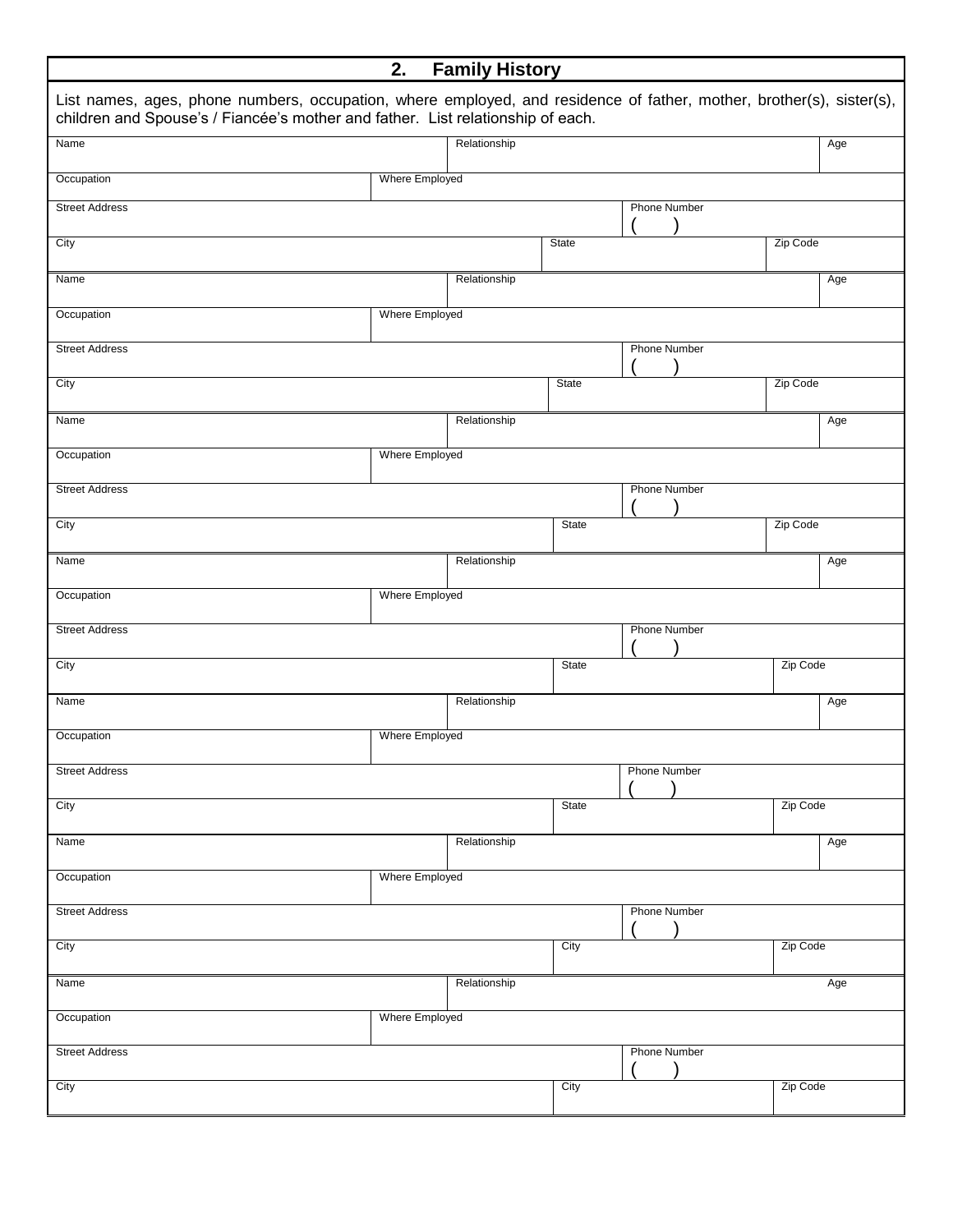## 2. Family History

List names, ages, phone numbers, occupation, where employed, and residence of father, mother, brother(s), sister(s), children and Spouse's / Fiancée's mother and father. List relationship of each.

| Name | | Relationship | | Age |
|---|---|---|---|---|
| Occupation | Where Employed | | | |
| Street Address | | | Phone Number ( ) | |
| City | | State | | Zip Code |

| Name | | Relationship | | Age |
|---|---|---|---|---|
| Occupation | Where Employed | | | |
| Street Address | | | Phone Number ( ) | |
| City | | State | | Zip Code |

| Name | | Relationship | | Age |
|---|---|---|---|---|
| Occupation | Where Employed | | | |
| Street Address | | | Phone Number ( ) | |
| City | | State | | Zip Code |

| Name | | Relationship | | Age |
|---|---|---|---|---|
| Occupation | Where Employed | | | |
| Street Address | | | Phone Number ( ) | |
| City | | State | | Zip Code |

| Name | | Relationship | | Age |
|---|---|---|---|---|
| Occupation | Where Employed | | | |
| Street Address | | | Phone Number ( ) | |
| City | | State | | Zip Code |

| Name | | Relationship | | Age |
|---|---|---|---|---|
| Occupation | Where Employed | | | |
| Street Address | | | Phone Number ( ) | |
| City | | City | | Zip Code |

| Name | | Relationship | | Age |
|---|---|---|---|---|
| Occupation | Where Employed | | | |
| Street Address | | | Phone Number ( ) | |
| City | | City | | Zip Code |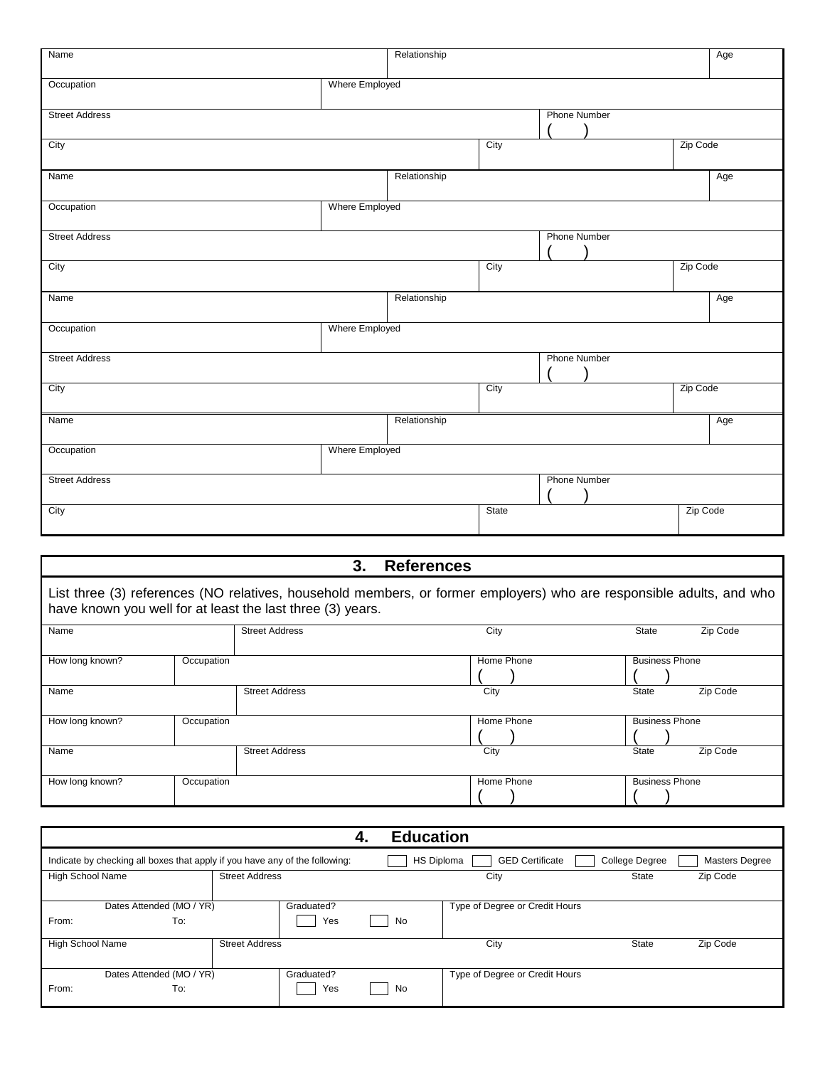| Name | | Relationship | | Age |
|---|---|---|---|---|
| Occupation | Where Employed | | | |
| Street Address | | | Phone Number ( ) | |
| City | | City | | Zip Code |

| Name | | Relationship | | Age |
|---|---|---|---|---|
| Occupation | Where Employed | | | |
| Street Address | | | Phone Number ( ) | |
| City | | City | | Zip Code |

| Name | | Relationship | | Age |
|---|---|---|---|---|
| Occupation | Where Employed | | | |
| Street Address | | | Phone Number ( ) | |
| City | | City | | Zip Code |

| Name | | Relationship | | Age |
|---|---|---|---|---|
| Occupation | Where Employed | | | |
| Street Address | | | Phone Number ( ) | |
| City | | State | | Zip Code |

## 3. References

List three (3) references (NO relatives, household members, or former employers) who are responsible adults, and who have known you well for at least the last three (3) years.

| Name | | Street Address | City | State | Zip Code |
|---|---|---|---|---|---|
| How long known? | Occupation | | Home Phone ( ) | Business Phone ( ) | |
| Name | | Street Address | City | State | Zip Code |
| How long known? | Occupation | | Home Phone ( ) | Business Phone ( ) | |
| Name | | Street Address | City | State | Zip Code |
| How long known? | Occupation | | Home Phone ( ) | Business Phone ( ) | |

## 4. Education

Indicate by checking all boxes that apply if you have any of the following: ☐ HS Diploma ☐ GED Certificate ☐ College Degree ☐ Masters Degree

| High School Name | Street Address | | City | State | Zip Code |
|---|---|---|---|---|---|
| Dates Attended (MO / YR) From: To: | | Graduated? ☐ Yes ☐ No | Type of Degree or Credit Hours | | |
| High School Name | Street Address | | City | State | Zip Code |
| Dates Attended (MO / YR) From: To: | | Graduated? ☐ Yes ☐ No | Type of Degree or Credit Hours | | |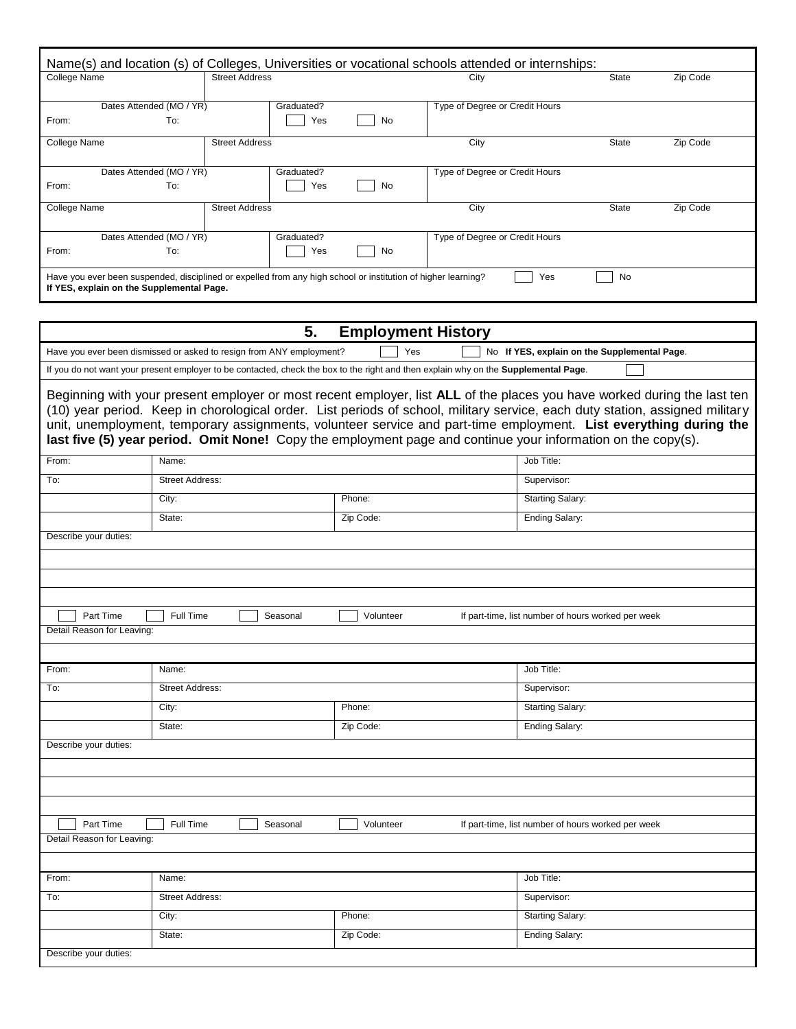Name(s) and location (s) of Colleges, Universities or vocational schools attended or internships:

| College Name | Street Address | City | State | Zip Code |
|---|---|---|---|---|
| | | | | |

| Dates Attended (MO / YR) | Graduated? | Type of Degree or Credit Hours |
|---|---|---|
| From: To: | ☐ Yes ☐ No | |

| College Name | Street Address | City | State | Zip Code |
|---|---|---|---|---|
| | | | | |

| Dates Attended (MO / YR) | Graduated? | Type of Degree or Credit Hours |
|---|---|---|
| From: To: | ☐ Yes ☐ No | |

| College Name | Street Address | City | State | Zip Code |
|---|---|---|---|---|
| | | | | |

| Dates Attended (MO / YR) | Graduated? | Type of Degree or Credit Hours |
|---|---|---|
| From: To: | ☐ Yes ☐ No | |

Have you ever been suspended, disciplined or expelled from any high school or institution of higher learning? ☐ Yes ☐ No
**If YES, explain on the Supplemental Page.**

## 5. Employment History

Have you ever been dismissed or asked to resign from ANY employment? ☐ Yes ☐ No **If YES, explain on the Supplemental Page**.

If you do not want your present employer to be contacted, check the box to the right and then explain why on the **Supplemental Page**. ☐

Beginning with your present employer or most recent employer, list **ALL** of the places you have worked during the last ten (10) year period. Keep in chorological order. List periods of school, military service, each duty station, assigned military unit, unemployment, temporary assignments, volunteer service and part-time employment. **List everything during the last five (5) year period. Omit None!** Copy the employment page and continue your information on the copy(s).

| From: | Name: | | Job Title: |
|---|---|---|---|
| To: | Street Address: | | Supervisor: |
| | City: | Phone: | Starting Salary: |
| | State: | Zip Code: | Ending Salary: |

Describe your duties:

☐ Part Time ☐ Full Time ☐ Seasonal ☐ Volunteer If part-time, list number of hours worked per week

Detail Reason for Leaving:

| From: | Name: | | Job Title: |
|---|---|---|---|
| To: | Street Address: | | Supervisor: |
| | City: | Phone: | Starting Salary: |
| | State: | Zip Code: | Ending Salary: |

Describe your duties:

☐ Part Time ☐ Full Time ☐ Seasonal ☐ Volunteer If part-time, list number of hours worked per week

Detail Reason for Leaving:

| From: | Name: | | Job Title: |
|---|---|---|---|
| To: | Street Address: | | Supervisor: |
| | City: | Phone: | Starting Salary: |
| | State: | Zip Code: | Ending Salary: |

Describe your duties: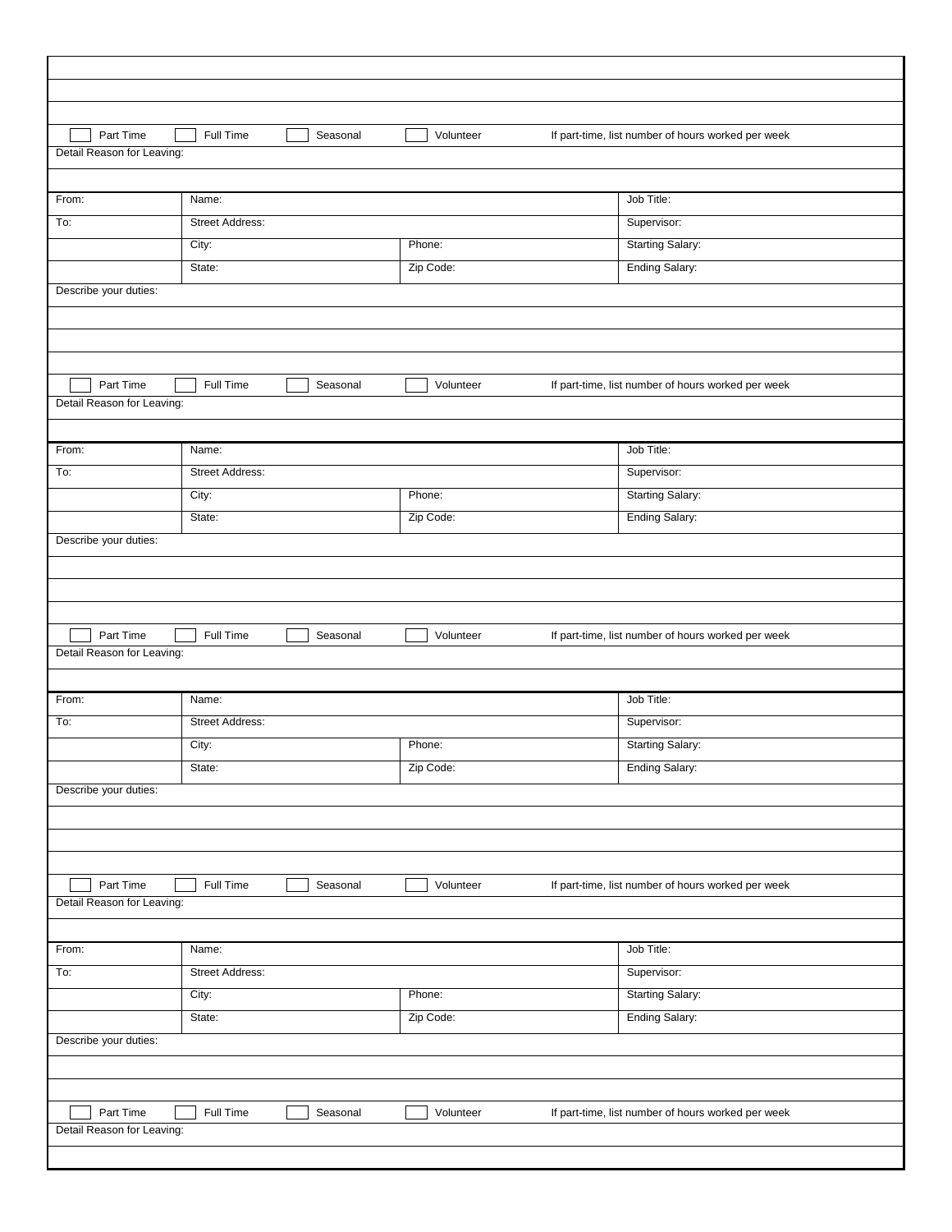| | | | |
|---|---|---|---|
| | | | |
| | | | |
| | | | |
| ☐ Part Time ☐ Full Time ☐ Seasonal ☐ Volunteer | | | If part-time, list number of hours worked per week |
| Detail Reason for Leaving: | | | |
| | | | |
| From: | Name: | | Job Title: |
| To: | Street Address: | | Supervisor: |
| | City: | Phone: | Starting Salary: |
| | State: | Zip Code: | Ending Salary: |
| Describe your duties: | | | |
| | | | |
| | | | |
| | | | |
| ☐ Part Time ☐ Full Time ☐ Seasonal ☐ Volunteer | | | If part-time, list number of hours worked per week |
| Detail Reason for Leaving: | | | |
| | | | |
| From: | Name: | | Job Title: |
| To: | Street Address: | | Supervisor: |
| | City: | Phone: | Starting Salary: |
| | State: | Zip Code: | Ending Salary: |
| Describe your duties: | | | |
| | | | |
| | | | |
| | | | |
| ☐ Part Time ☐ Full Time ☐ Seasonal ☐ Volunteer | | | If part-time, list number of hours worked per week |
| Detail Reason for Leaving: | | | |
| | | | |
| From: | Name: | | Job Title: |
| To: | Street Address: | | Supervisor: |
| | City: | Phone: | Starting Salary: |
| | State: | Zip Code: | Ending Salary: |
| Describe your duties: | | | |
| | | | |
| | | | |
| | | | |
| ☐ Part Time ☐ Full Time ☐ Seasonal ☐ Volunteer | | | If part-time, list number of hours worked per week |
| Detail Reason for Leaving: | | | |
| | | | |
| From: | Name: | | Job Title: |
| To: | Street Address: | | Supervisor: |
| | City: | Phone: | Starting Salary: |
| | State: | Zip Code: | Ending Salary: |
| Describe your duties: | | | |
| | | | |
| | | | |
| ☐ Part Time ☐ Full Time ☐ Seasonal ☐ Volunteer | | | If part-time, list number of hours worked per week |
| Detail Reason for Leaving: | | | |
| | | | |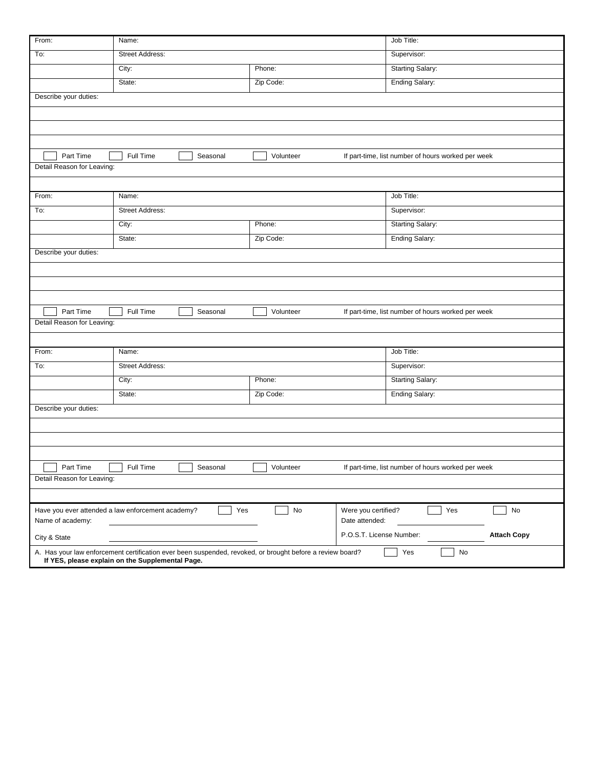| From: | Name: | | Job Title: |
|---|---|---|---|
| To: | Street Address: | | Supervisor: |
| | City: | Phone: | Starting Salary: |
| | State: | Zip Code: | Ending Salary: |

Describe your duties:

☐ Part Time ☐ Full Time ☐ Seasonal ☐ Volunteer If part-time, list number of hours worked per week

Detail Reason for Leaving:

| From: | Name: | | Job Title: |
|---|---|---|---|
| To: | Street Address: | | Supervisor: |
| | City: | Phone: | Starting Salary: |
| | State: | Zip Code: | Ending Salary: |

Describe your duties:

☐ Part Time ☐ Full Time ☐ Seasonal ☐ Volunteer If part-time, list number of hours worked per week

Detail Reason for Leaving:

| From: | Name: | | Job Title: |
|---|---|---|---|
| To: | Street Address: | | Supervisor: |
| | City: | Phone: | Starting Salary: |
| | State: | Zip Code: | Ending Salary: |

Describe your duties:

☐ Part Time ☐ Full Time ☐ Seasonal ☐ Volunteer If part-time, list number of hours worked per week

Detail Reason for Leaving:

Have you ever attended a law enforcement academy? ☐ Yes ☐ No

Name of academy: ____________________

City & State ____________________

Were you certified? ☐ Yes ☐ No

Date attended: ____________________

P.O.S.T. License Number: ____________ **Attach Copy**

A. Has your law enforcement certification ever been suspended, revoked, or brought before a review board? ☐ Yes ☐ No
**If YES, please explain on the Supplemental Page.**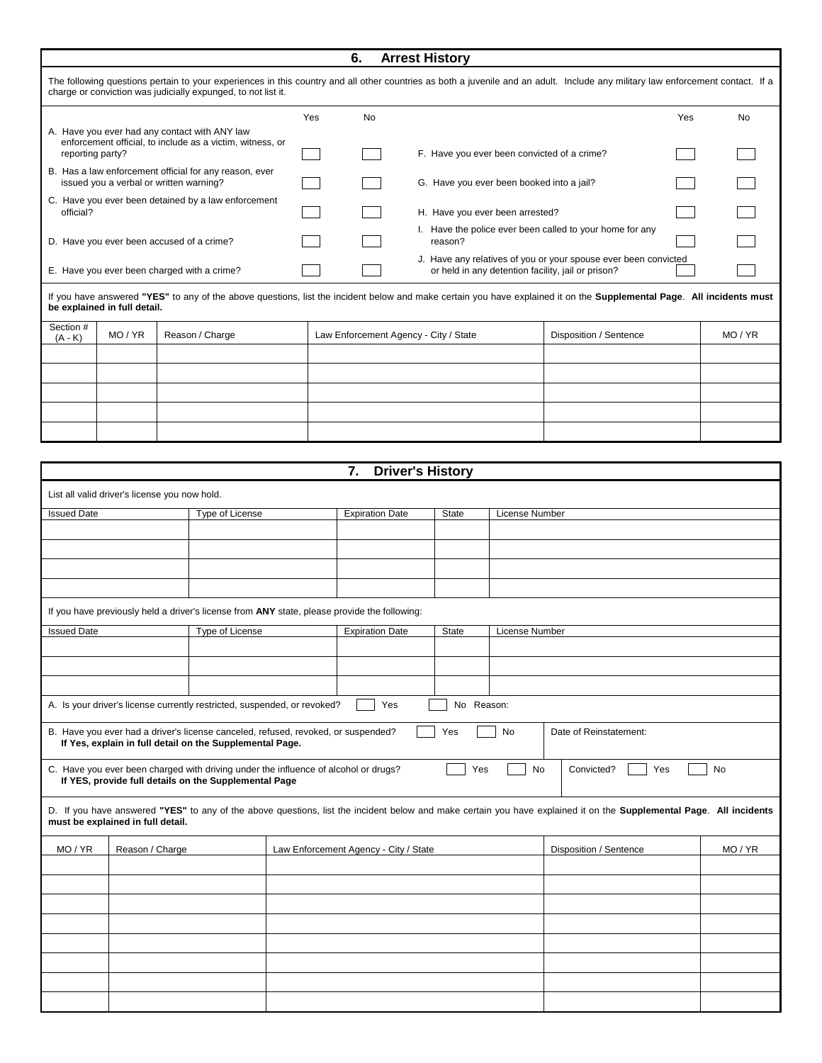## 6. Arrest History

The following questions pertain to your experiences in this country and all other countries as both a juvenile and an adult. Include any military law enforcement contact. If a charge or conviction was judicially expunged, to not list it.

| | Yes | No | | Yes | No |
|---|---|---|---|---|---|
| A. Have you ever had any contact with ANY law enforcement official, to include as a victim, witness, or reporting party? | ☐ | ☐ | F. Have you ever been convicted of a crime? | ☐ | ☐ |
| B. Has a law enforcement official for any reason, ever issued you a verbal or written warning? | ☐ | ☐ | G. Have you ever been booked into a jail? | ☐ | ☐ |
| C. Have you ever been detained by a law enforcement official? | ☐ | ☐ | H. Have you ever been arrested? | ☐ | ☐ |
| D. Have you ever been accused of a crime? | ☐ | ☐ | I. Have the police ever been called to your home for any reason? | ☐ | ☐ |
| E. Have you ever been charged with a crime? | ☐ | ☐ | J. Have any relatives of you or your spouse ever been convicted or held in any detention facility, jail or prison? | ☐ | ☐ |

If you have answered **"YES"** to any of the above questions, list the incident below and make certain you have explained it on the **Supplemental Page**. **All incidents must be explained in full detail.**

| Section # (A - K) | MO / YR | Reason / Charge | Law Enforcement Agency - City / State | Disposition / Sentence | MO / YR |
|---|---|---|---|---|---|
| | | | | | |
| | | | | | |
| | | | | | |
| | | | | | |
| | | | | | |

## 7. Driver's History

List all valid driver's license you now hold.

| Issued Date | Type of License | Expiration Date | State | License Number |
|---|---|---|---|---|
| | | | | |
| | | | | |
| | | | | |
| | | | | |

If you have previously held a driver's license from **ANY** state, please provide the following:

| Issued Date | Type of License | Expiration Date | State | License Number |
|---|---|---|---|---|
| | | | | |
| | | | | |
| | | | | |

A. Is your driver's license currently restricted, suspended, or revoked? ☐ Yes ☐ No Reason:

B. Have you ever had a driver's license canceled, refused, revoked, or suspended? ☐ Yes ☐ No Date of Reinstatement:
**If Yes, explain in full detail on the Supplemental Page.**

C. Have you ever been charged with driving under the influence of alcohol or drugs? ☐ Yes ☐ No Convicted? ☐ Yes ☐ No
**If YES, provide full details on the Supplemental Page**

D. If you have answered **"YES"** to any of the above questions, list the incident below and make certain you have explained it on the **Supplemental Page**. **All incidents must be explained in full detail.**

| MO / YR | Reason / Charge | Law Enforcement Agency - City / State | Disposition / Sentence | MO / YR |
|---|---|---|---|---|
| | | | | |
| | | | | |
| | | | | |
| | | | | |
| | | | | |
| | | | | |
| | | | | |
| | | | | |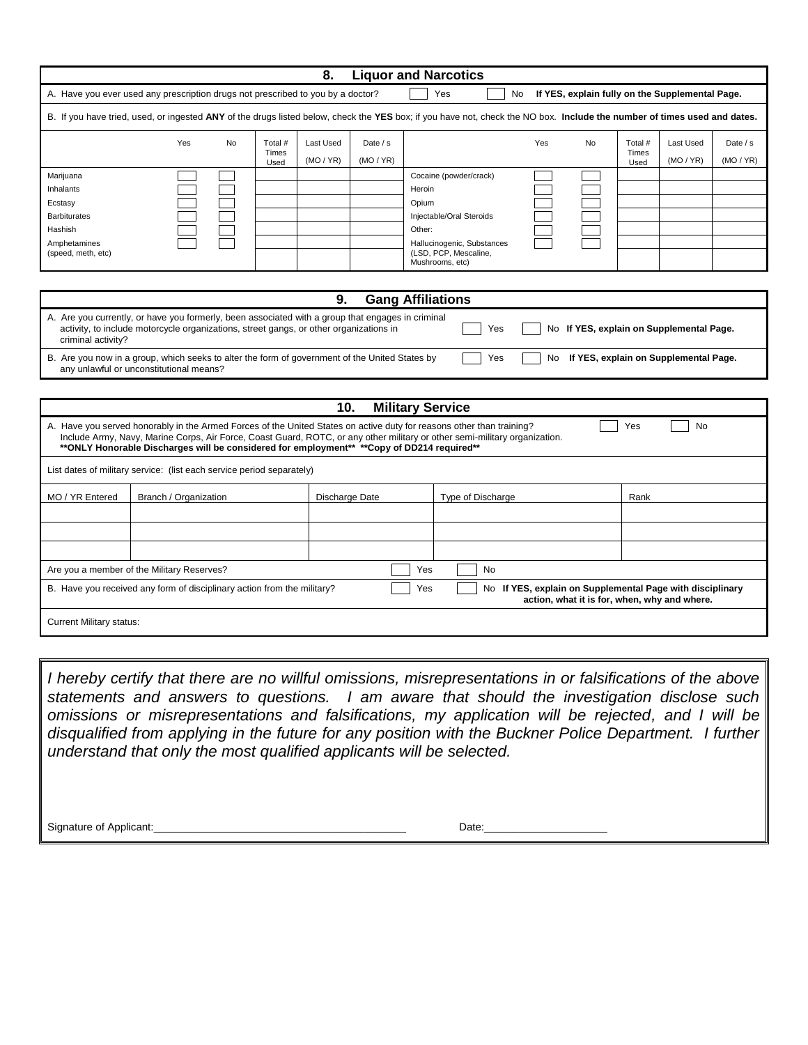## 8. Liquor and Narcotics

A. Have you ever used any prescription drugs not prescribed to you by a doctor? ☐ Yes ☐ No **If YES, explain fully on the Supplemental Page.**

B. If you have tried, used, or ingested **ANY** of the drugs listed below, check the **YES** box; if you have not, check the NO box. **Include the number of times used and dates.**

| | Yes | No | Total # Times Used | Last Used (MO / YR) | Date / s (MO / YR) | | Yes | No | Total # Times Used | Last Used (MO / YR) | Date / s (MO / YR) |
|---|---|---|---|---|---|---|---|---|---|---|---|
| Marijuana | ☐ | ☐ | | | | Cocaine (powder/crack) | ☐ | ☐ | | | |
| Inhalants | ☐ | ☐ | | | | Heroin | ☐ | ☐ | | | |
| Ecstasy | ☐ | ☐ | | | | Opium | ☐ | ☐ | | | |
| Barbiturates | ☐ | ☐ | | | | Injectable/Oral Steroids | ☐ | ☐ | | | |
| Hashish | ☐ | ☐ | | | | Other: | ☐ | ☐ | | | |
| Amphetamines (speed, meth, etc) | ☐ | ☐ | | | | Hallucinogenic, Substances (LSD, PCP, Mescaline, Mushrooms, etc) | ☐ | ☐ | | | |

## 9. Gang Affiliations

A. Are you currently, or have you formerly, been associated with a group that engages in criminal activity, to include motorcycle organizations, street gangs, or other organizations in criminal activity? ☐ Yes ☐ No **If YES, explain on Supplemental Page.**

B. Are you now in a group, which seeks to alter the form of government of the United States by any unlawful or unconstitutional means? ☐ Yes ☐ No **If YES, explain on Supplemental Page.**

## 10. Military Service

A. Have you served honorably in the Armed Forces of the United States on active duty for reasons other than training? ☐ Yes ☐ No
Include Army, Navy, Marine Corps, Air Force, Coast Guard, ROTC, or any other military or other semi-military organization.
**\*\*ONLY Honorable Discharges will be considered for employment\*\* \*\*Copy of DD214 required\*\***

List dates of military service: (list each service period separately)

| MO / YR Entered | Branch / Organization | Discharge Date | Type of Discharge | Rank |
|---|---|---|---|---|
| | | | | |
| | | | | |
| | | | | |

Are you a member of the Military Reserves? ☐ Yes ☐ No

B. Have you received any form of disciplinary action from the military? ☐ Yes ☐ No **If YES, explain on Supplemental Page with disciplinary action, what it is for, when, why and where.**

Current Military status:

*I hereby certify that there are no willful omissions, misrepresentations in or falsifications of the above statements and answers to questions. I am aware that should the investigation disclose such omissions or misrepresentations and falsifications, my application will be rejected, and I will be disqualified from applying in the future for any position with the Buckner Police Department. I further understand that only the most qualified applicants will be selected.*

Signature of Applicant:_______________________________ Date:_________________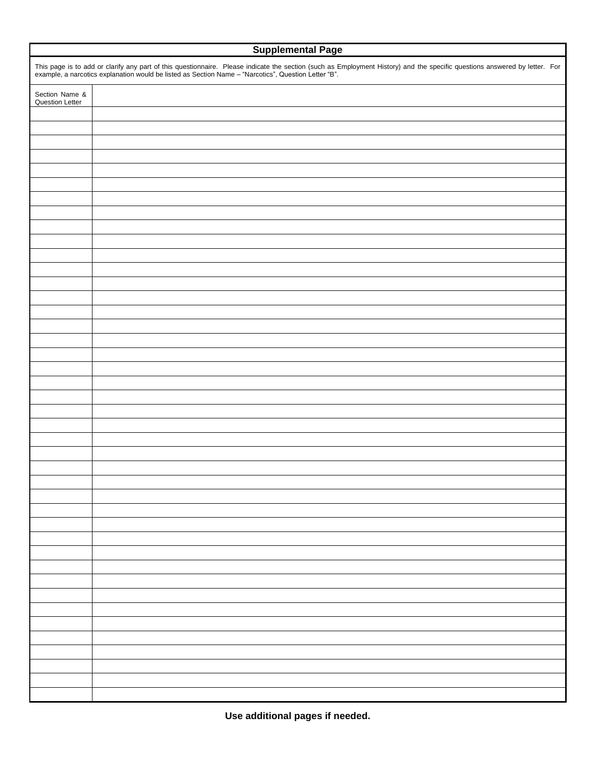## Supplemental Page

This page is to add or clarify any part of this questionnaire. Please indicate the section (such as Employment History) and the specific questions answered by letter. For example, a narcotics explanation would be listed as Section Name – “Narcotics”, Question Letter “B”.

| Section Name & Question Letter | |
|---|---|
| | |
| | |
| | |
| | |
| | |
| | |
| | |
| | |
| | |
| | |
| | |
| | |
| | |
| | |
| | |
| | |
| | |
| | |
| | |
| | |
| | |
| | |
| | |
| | |
| | |
| | |
| | |
| | |
| | |
| | |
| | |
| | |
| | |
| | |
| | |
| | |
| | |
| | |
| | |
| | |
| | |
| | |

**Use additional pages if needed.**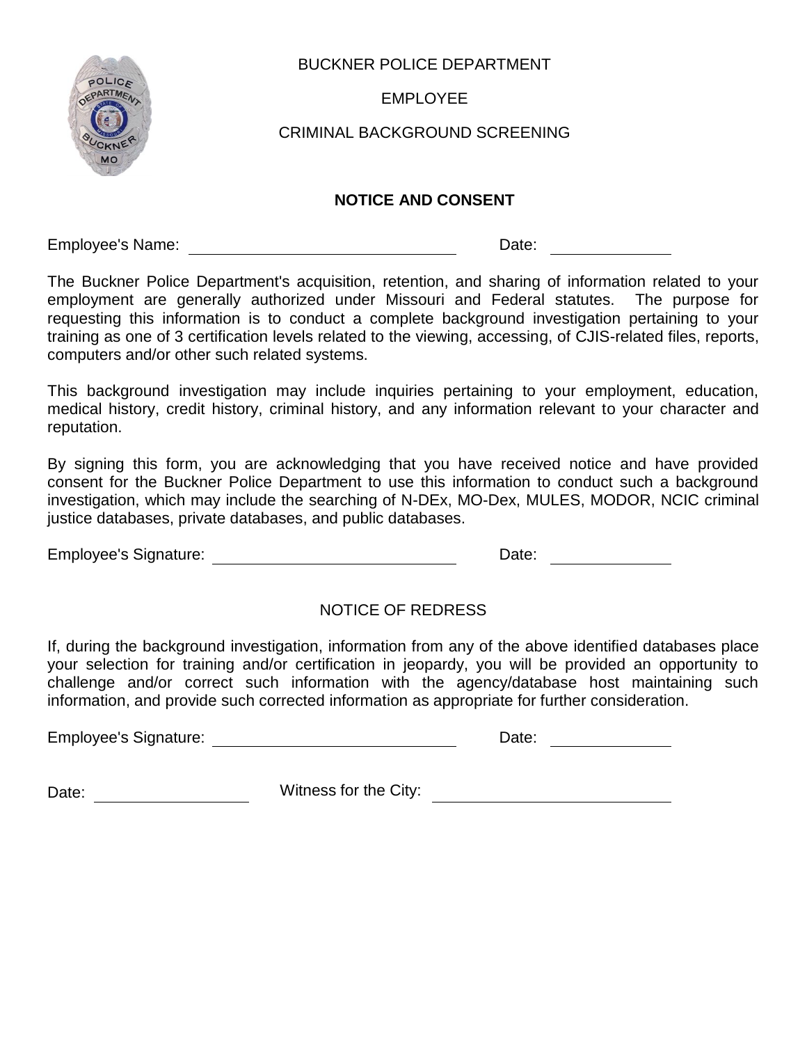BUCKNER POLICE DEPARTMENT

EMPLOYEE

CRIMINAL BACKGROUND SCREENING

**NOTICE AND CONSENT**

Employee's Name: ______________________________ Date: ______________

The Buckner Police Department's acquisition, retention, and sharing of information related to your employment are generally authorized under Missouri and Federal statutes. The purpose for requesting this information is to conduct a complete background investigation pertaining to your training as one of 3 certification levels related to the viewing, accessing, of CJIS-related files, reports, computers and/or other such related systems.

This background investigation may include inquiries pertaining to your employment, education, medical history, credit history, criminal history, and any information relevant to your character and reputation.

By signing this form, you are acknowledging that you have received notice and have provided consent for the Buckner Police Department to use this information to conduct such a background investigation, which may include the searching of N-DEx, MO-Dex, MULES, MODOR, NCIC criminal justice databases, private databases, and public databases.

Employee's Signature: ______________________________ Date: ______________

NOTICE OF REDRESS

If, during the background investigation, information from any of the above identified databases place your selection for training and/or certification in jeopardy, you will be provided an opportunity to challenge and/or correct such information with the agency/database host maintaining such information, and provide such corrected information as appropriate for further consideration.

Employee's Signature: ______________________________ Date: ______________

Date: ______________ Witness for the City: ______________________________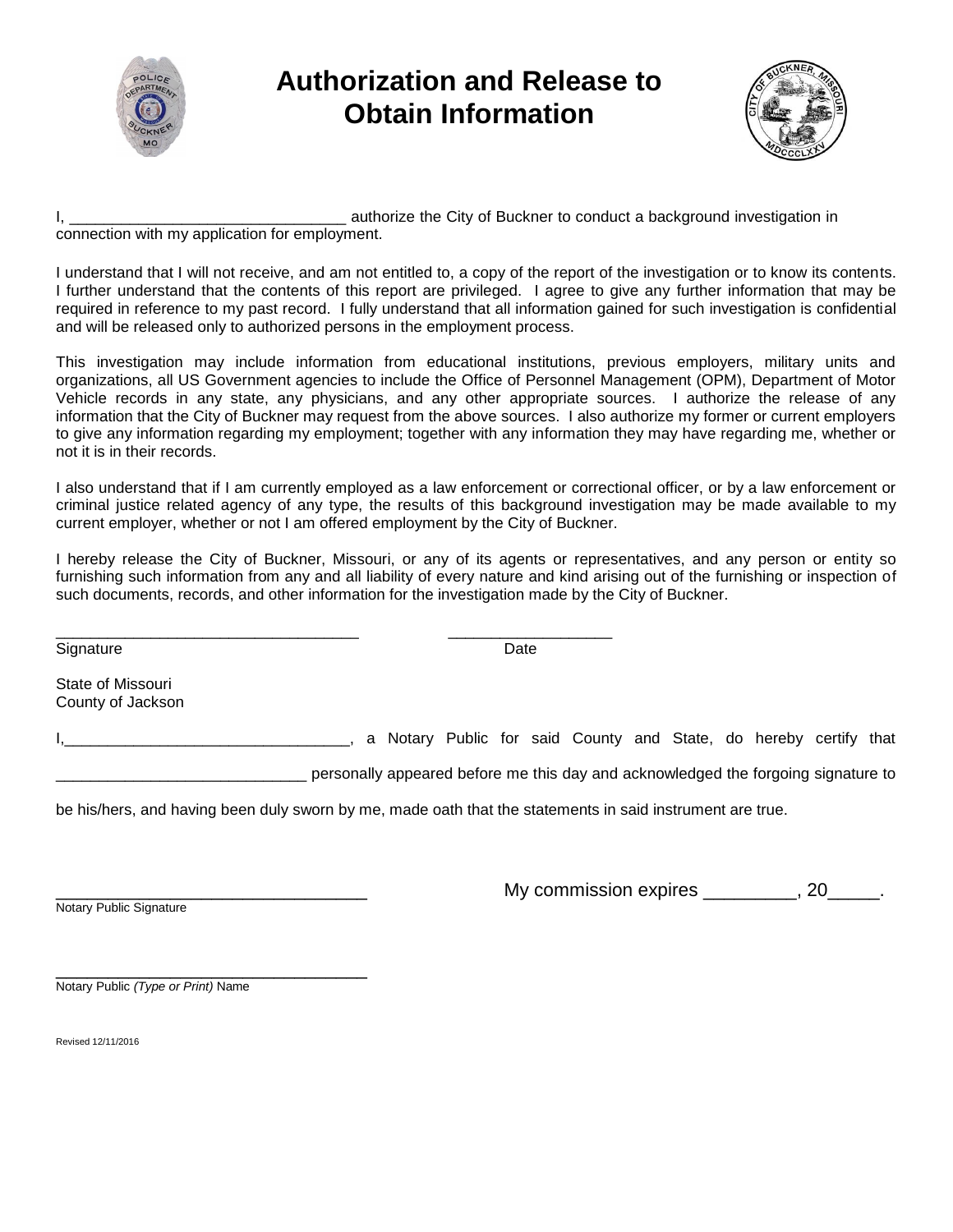# Authorization and Release to Obtain Information

I, ________________________________ authorize the City of Buckner to conduct a background investigation in connection with my application for employment.

I understand that I will not receive, and am not entitled to, a copy of the report of the investigation or to know its contents. I further understand that the contents of this report are privileged. I agree to give any further information that may be required in reference to my past record. I fully understand that all information gained for such investigation is confidential and will be released only to authorized persons in the employment process.

This investigation may include information from educational institutions, previous employers, military units and organizations, all US Government agencies to include the Office of Personnel Management (OPM), Department of Motor Vehicle records in any state, any physicians, and any other appropriate sources. I authorize the release of any information that the City of Buckner may request from the above sources. I also authorize my former or current employers to give any information regarding my employment; together with any information they may have regarding me, whether or not it is in their records.

I also understand that if I am currently employed as a law enforcement or correctional officer, or by a law enforcement or criminal justice related agency of any type, the results of this background investigation may be made available to my current employer, whether or not I am offered employment by the City of Buckner.

I hereby release the City of Buckner, Missouri, or any of its agents or representatives, and any person or entity so furnishing such information from any and all liability of every nature and kind arising out of the furnishing or inspection of such documents, records, and other information for the investigation made by the City of Buckner.

___________________________________ ___________________

Signature Date

State of Missouri
County of Jackson

I,_________________________________, a Notary Public for said County and State, do hereby certify that

_____________________________ personally appeared before me this day and acknowledged the forgoing signature to

be his/hers, and having been duly sworn by me, made oath that the statements in said instrument are true.

_________________________________ My commission expires _________, 20_____.

Notary Public Signature

_________________________________

Notary Public *(Type or Print)* Name

Revised 12/11/2016